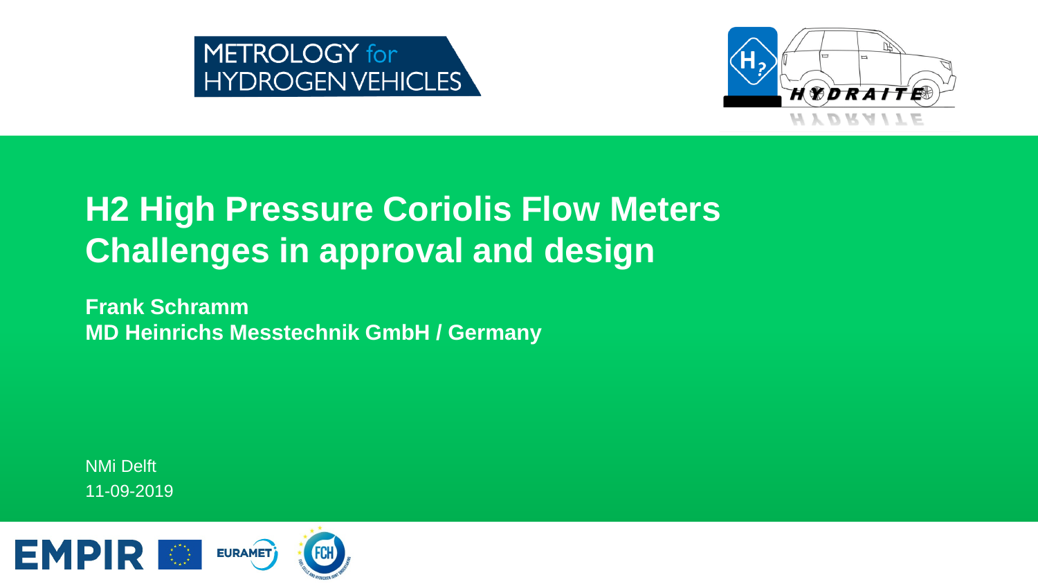METROLOGY for HYDROGEN VEHICLES

HYDRAITE

# H2 High Pressure Coriolis Flow Meters Challenges in approval and design

**Frank Schramm**
**MD Heinrichs Messtechnik GmbH / Germany**

NMi Delft
11-09-2019

EMPIR EURAMET FCH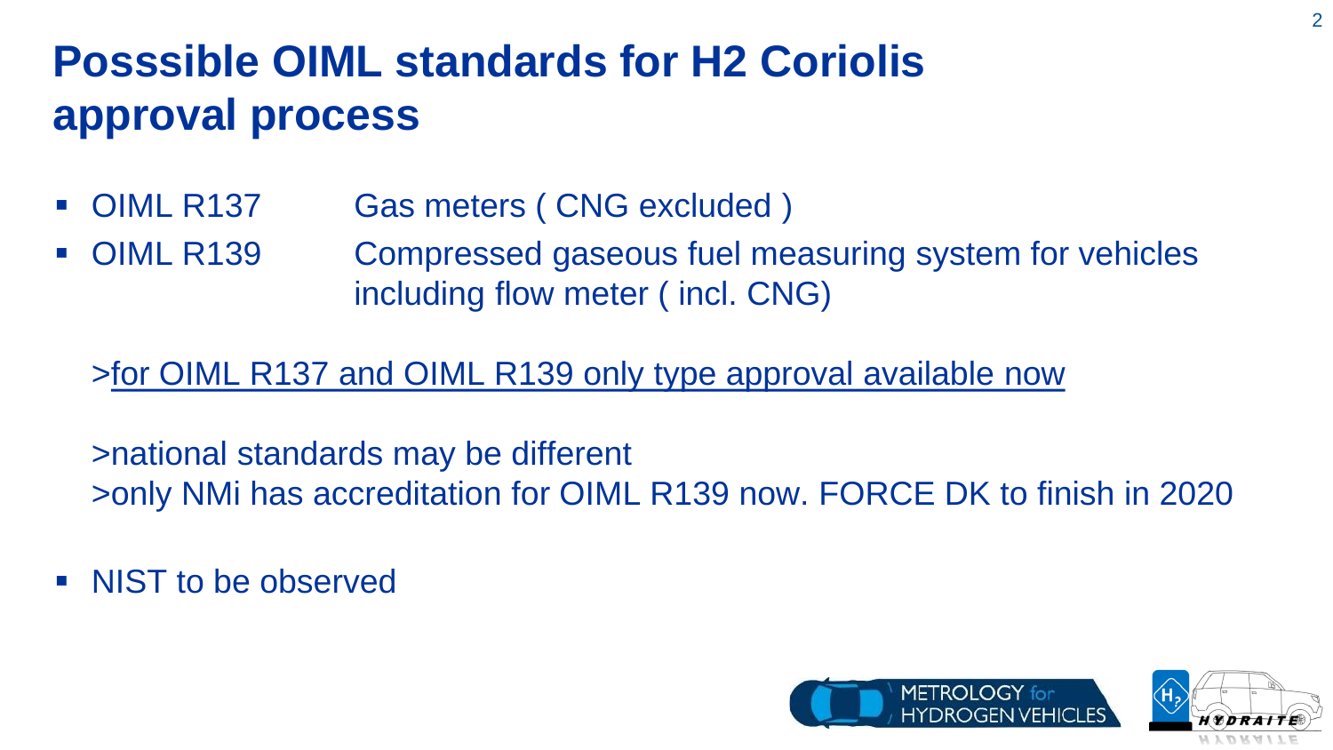# Posssible OIML standards for H2 Coriolis approval process

- OIML R137 Gas meters ( CNG excluded )
- OIML R139 Compressed gaseous fuel measuring system for vehicles including flow meter ( incl. CNG)

>for OIML R137 and OIML R139 only type approval available now

>national standards may be different
>only NMi has accreditation for OIML R139 now. FORCE DK to finish in 2020

- NIST to be observed

METROLOGY for HYDROGEN VEHICLES

HYDRAITE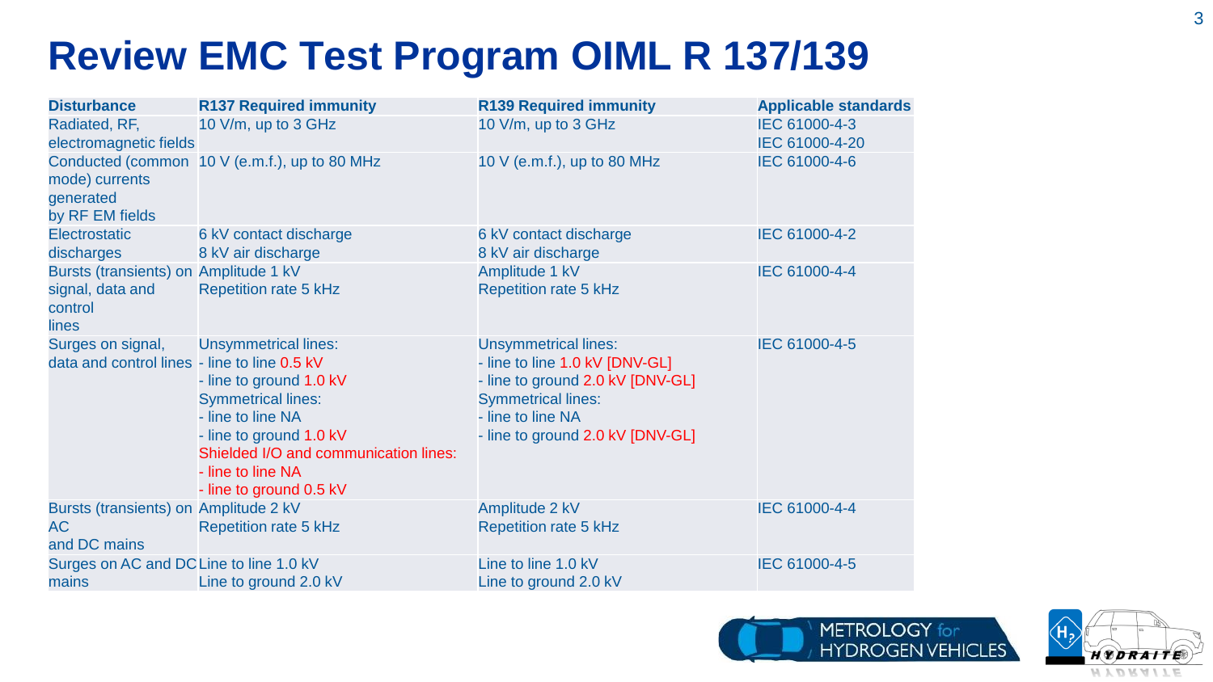# Review EMC Test Program OIML R 137/139

| Disturbance | R137 Required immunity | R139 Required immunity | Applicable standards |
|---|---|---|---|
| Radiated, RF, electromagnetic fields | 10 V/m, up to 3 GHz | 10 V/m, up to 3 GHz | IEC 61000-4-3<br>IEC 61000-4-20 |
| Conducted (common mode) currents generated by RF EM fields | 10 V (e.m.f.), up to 80 MHz | 10 V (e.m.f.), up to 80 MHz | IEC 61000-4-6 |
| Electrostatic discharges | 6 kV contact discharge<br>8 kV air discharge | 6 kV contact discharge<br>8 kV air discharge | IEC 61000-4-2 |
| Bursts (transients) on signal, data and control lines | Amplitude 1 kV<br>Repetition rate 5 kHz | Amplitude 1 kV<br>Repetition rate 5 kHz | IEC 61000-4-4 |
| Surges on signal, data and control lines | Unsymmetrical lines:<br>- line to line 0.5 kV<br>- line to ground 1.0 kV<br>Symmetrical lines:<br>- line to line NA<br>- line to ground 1.0 kV<br>Shielded I/O and communication lines:<br>- line to line NA<br>- line to ground 0.5 kV | Unsymmetrical lines:<br>- line to line 1.0 kV [DNV-GL]<br>- line to ground 2.0 kV [DNV-GL]<br>Symmetrical lines:<br>- line to line NA<br>- line to ground 2.0 kV [DNV-GL] | IEC 61000-4-5 |
| Bursts (transients) on AC and DC mains | Amplitude 2 kV<br>Repetition rate 5 kHz | Amplitude 2 kV<br>Repetition rate 5 kHz | IEC 61000-4-4 |
| Surges on AC and DC mains | Line to line 1.0 kV<br>Line to ground 2.0 kV | Line to line 1.0 kV<br>Line to ground 2.0 kV | IEC 61000-4-5 |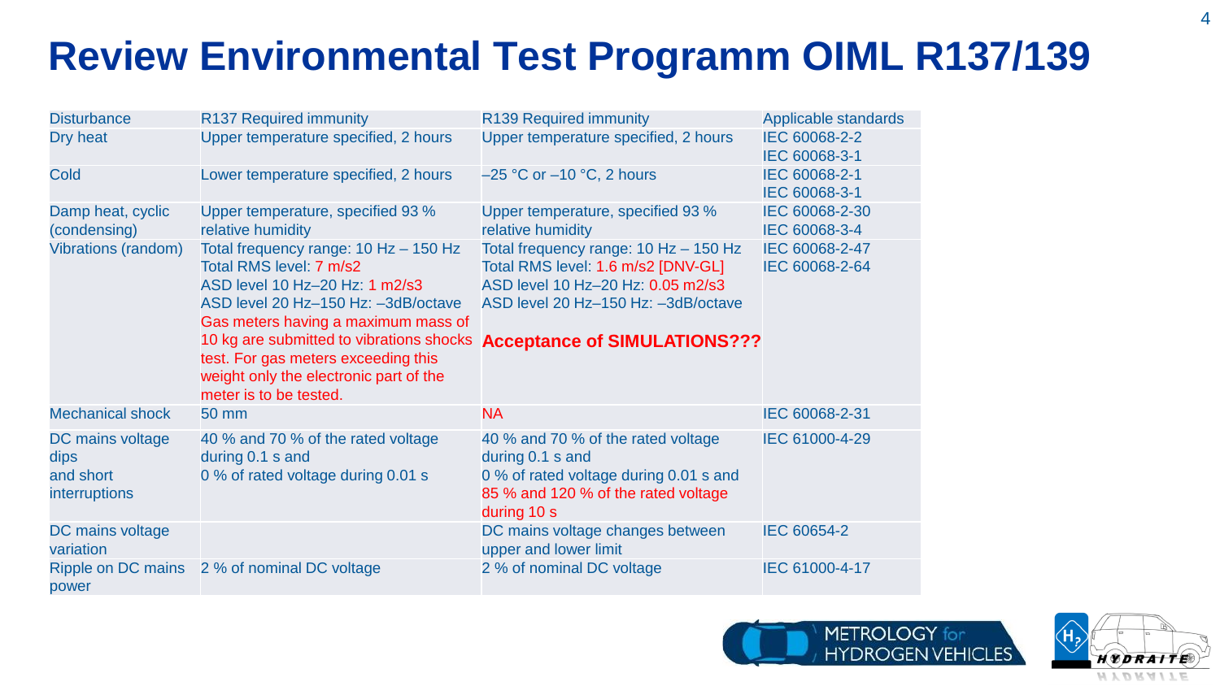# Review Environmental Test Programm OIML R137/139

| Disturbance | R137 Required immunity | R139 Required immunity | Applicable standards |
|---|---|---|---|
| Dry heat | Upper temperature specified, 2 hours | Upper temperature specified, 2 hours | IEC 60068-2-2<br>IEC 60068-3-1 |
| Cold | Lower temperature specified, 2 hours | –25 °C or –10 °C, 2 hours | IEC 60068-2-1<br>IEC 60068-3-1 |
| Damp heat, cyclic (condensing) | Upper temperature, specified 93 % relative humidity | Upper temperature, specified 93 % relative humidity | IEC 60068-2-30<br>IEC 60068-3-4 |
| Vibrations (random) | Total frequency range: 10 Hz – 150 Hz<br>Total RMS level: 7 m/s2<br>ASD level 10 Hz–20 Hz: 1 m2/s3<br>ASD level 20 Hz–150 Hz: –3dB/octave<br>Gas meters having a maximum mass of 10 kg are submitted to vibrations shocks test. For gas meters exceeding this weight only the electronic part of the meter is to be tested. | Total frequency range: 10 Hz – 150 Hz<br>Total RMS level: 1.6 m/s2 [DNV-GL]<br>ASD level 10 Hz–20 Hz: 0.05 m2/s3<br>ASD level 20 Hz–150 Hz: –3dB/octave<br>**Acceptance of SIMULATIONS???** | IEC 60068-2-47<br>IEC 60068-2-64 |
| Mechanical shock | 50 mm | NA | IEC 60068-2-31 |
| DC mains voltage dips and short interruptions | 40 % and 70 % of the rated voltage during 0.1 s and<br>0 % of rated voltage during 0.01 s | 40 % and 70 % of the rated voltage during 0.1 s and<br>0 % of rated voltage during 0.01 s and<br>85 % and 120 % of the rated voltage during 10 s | IEC 61000-4-29 |
| DC mains voltage variation | | DC mains voltage changes between upper and lower limit | IEC 60654-2 |
| Ripple on DC mains power | 2 % of nominal DC voltage | 2 % of nominal DC voltage | IEC 61000-4-17 |

METROLOGY for HYDROGEN VEHICLES

HYDRAITE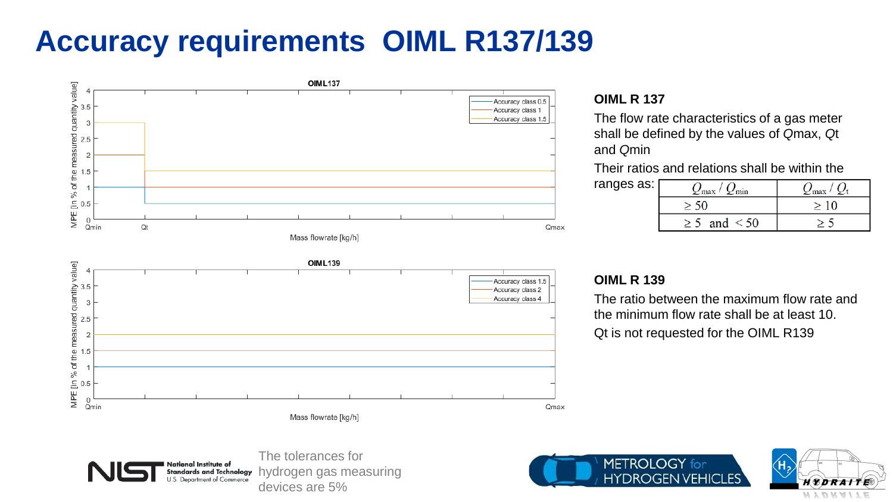# Accuracy requirements OIML R137/139

**OIML137**

| | Qmin – Qt | Qt – Qmax |
|---|---|---|
| Accuracy class 0.5 | 1 | 0.5 |
| Accuracy class 1 | 2 | 1 |
| Accuracy class 1.5 | 3 | 1.5 |

MPE [in % of the measured quantity value] vs. Mass flowrate [kg/h]

**OIML139**

| | Qmin – Qmax |
|---|---|
| Accuracy class 1.5 | 1 |
| Accuracy class 2 | 2 |
| Accuracy class 4 | 1.5 |

MPE [in % of the measured quantity value] vs. Mass flowrate [kg/h]

## OIML R 137

The flow rate characteristics of a gas meter shall be defined by the values of *Q*max, *Q*t and *Q*min

Their ratios and relations shall be within the ranges as:

| $Q_{max} / Q_{min}$ | $Q_{max} / Q_t$ |
|---|---|
| $\geq 50$ | $\geq 10$ |
| $\geq 5$ and $< 50$ | $\geq 5$ |

## OIML R 139

The ratio between the maximum flow rate and the minimum flow rate shall be at least 10.

Qt is not requested for the OIML R139

The tolerances for hydrogen gas measuring devices are 5%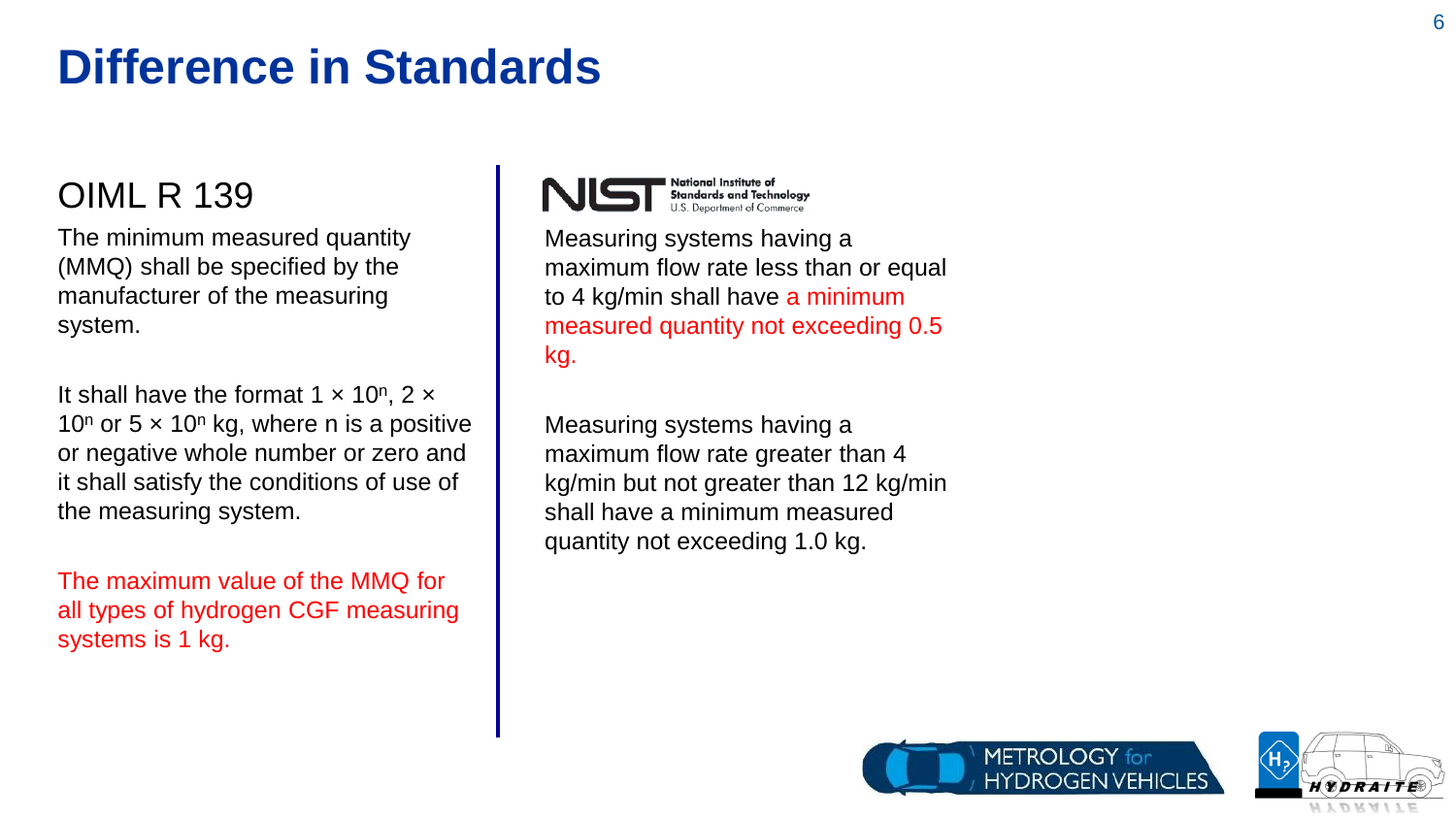# Difference in Standards

## OIML R 139

The minimum measured quantity (MMQ) shall be specified by the manufacturer of the measuring system.

It shall have the format $1 \times 10^n$, $2 \times 10^n$ or $5 \times 10^n$ kg, where n is a positive or negative whole number or zero and it shall satisfy the conditions of use of the measuring system.

The maximum value of the MMQ for all types of hydrogen CGF measuring systems is 1 kg.

## NIST

National Institute of Standards and Technology
U.S. Department of Commerce

Measuring systems having a maximum flow rate less than or equal to 4 kg/min shall have a minimum measured quantity not exceeding 0.5 kg.

Measuring systems having a maximum flow rate greater than 4 kg/min but not greater than 12 kg/min shall have a minimum measured quantity not exceeding 1.0 kg.

METROLOGY for HYDROGEN VEHICLES

$H_2$ HYDRAITE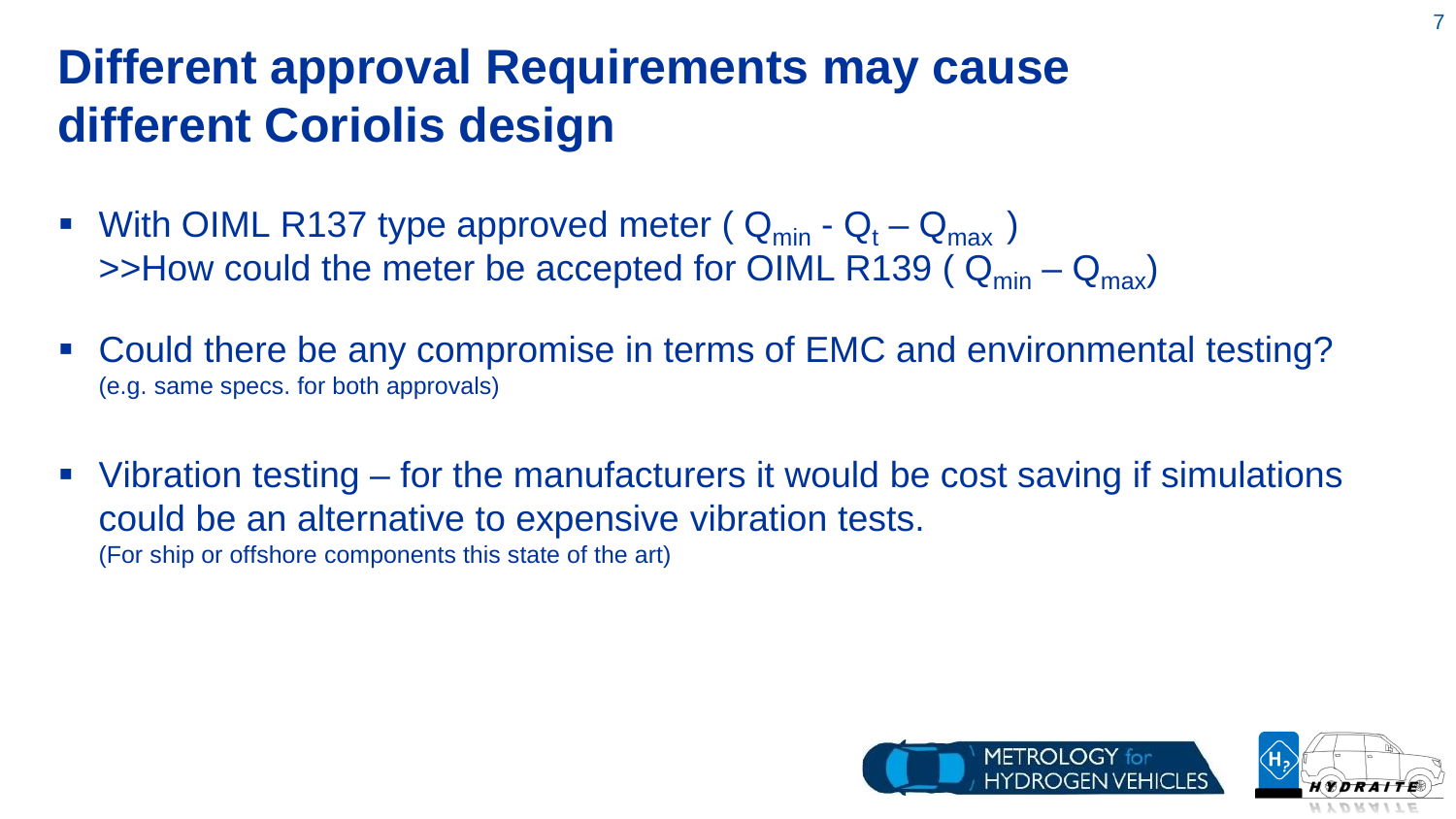# Different approval Requirements may cause different Coriolis design

- With OIML R137 type approved meter ( $Q_{min}$ - $Q_t$ – $Q_{max}$ )
  >>How could the meter be accepted for OIML R139 ( $Q_{min}$ – $Q_{max}$)
- Could there be any compromise in terms of EMC and environmental testing?
  (e.g. same specs. for both approvals)
- Vibration testing – for the manufacturers it would be cost saving if simulations could be an alternative to expensive vibration tests.
  (For ship or offshore components this state of the art)

METROLOGY for HYDROGEN VEHICLES

HYDRAITE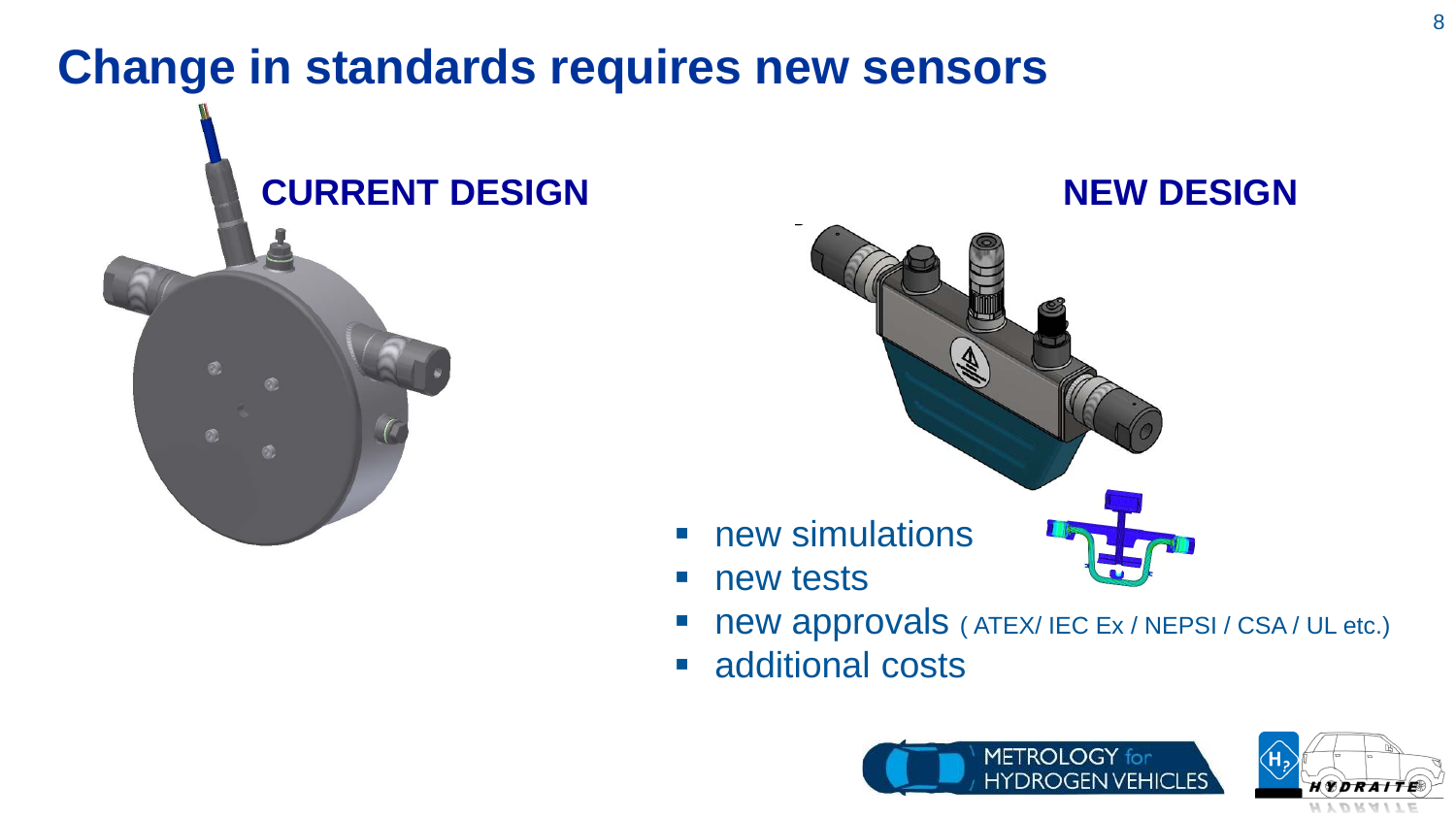# Change in standards requires new sensors

**CURRENT DESIGN**

**NEW DESIGN**

- new simulations
- new tests
- new approvals ( ATEX/ IEC Ex / NEPSI / CSA / UL etc.)
- additional costs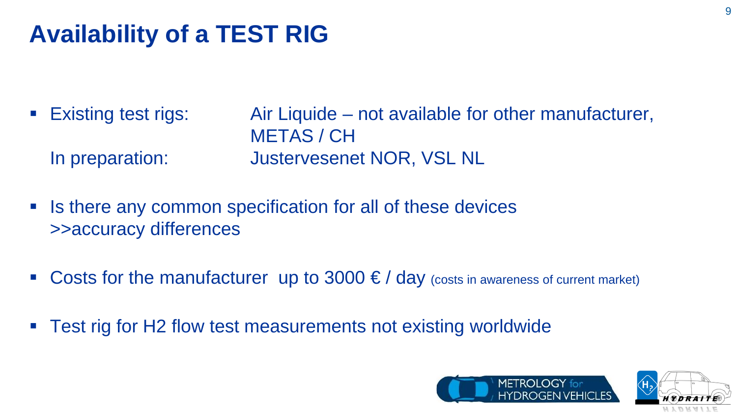# Availability of a TEST RIG

- Existing test rigs: Air Liquide – not available for other manufacturer, METAS / CH

  In preparation: Justervesenet NOR, VSL NL

- Is there any common specification for all of these devices
  >>accuracy differences

- Costs for the manufacturer up to 3000 € / day (costs in awareness of current market)

- Test rig for H2 flow test measurements not existing worldwide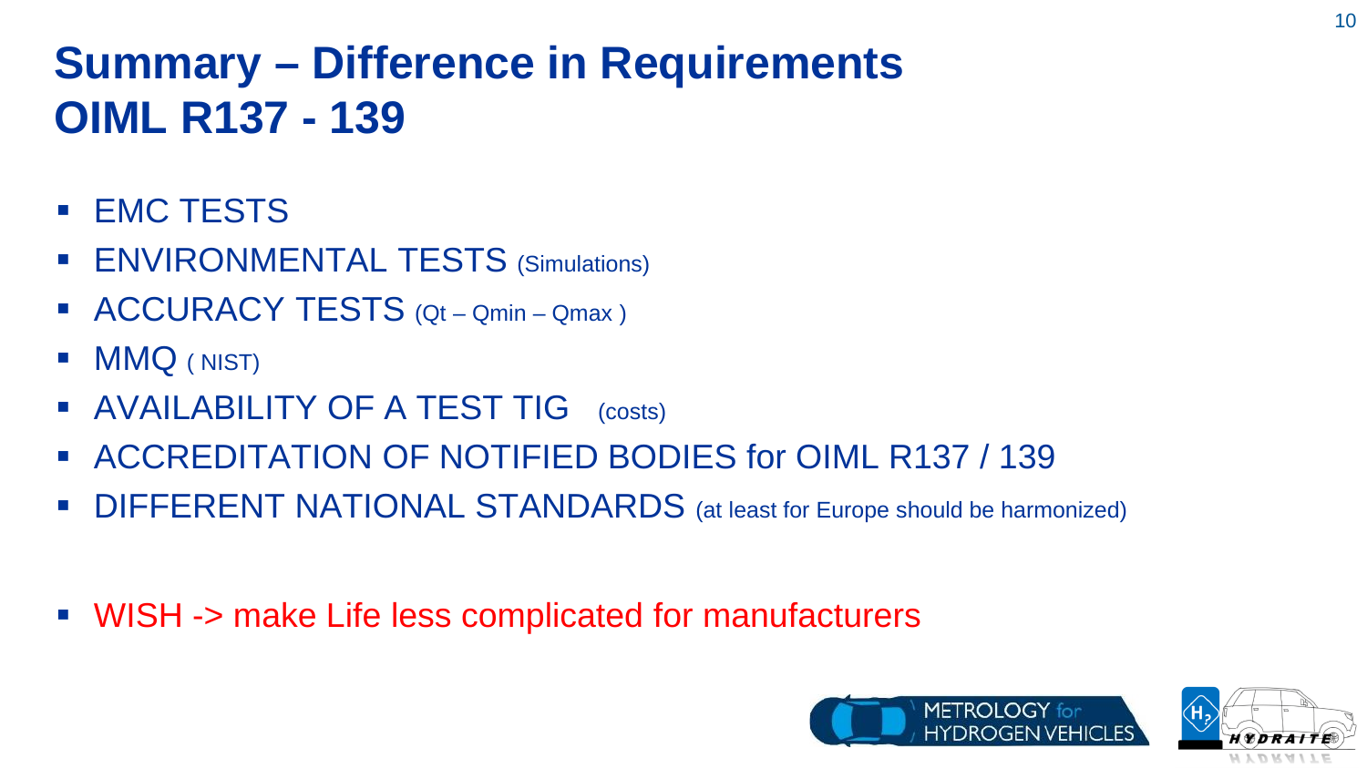# Summary – Difference in Requirements OIML R137 - 139

- EMC TESTS
- ENVIRONMENTAL TESTS (Simulations)
- ACCURACY TESTS (Qt – Qmin – Qmax )
- MMQ ( NIST)
- AVAILABILITY OF A TEST TIG (costs)
- ACCREDITATION OF NOTIFIED BODIES for OIML R137 / 139
- DIFFERENT NATIONAL STANDARDS (at least for Europe should be harmonized)

- WISH -> make Life less complicated for manufacturers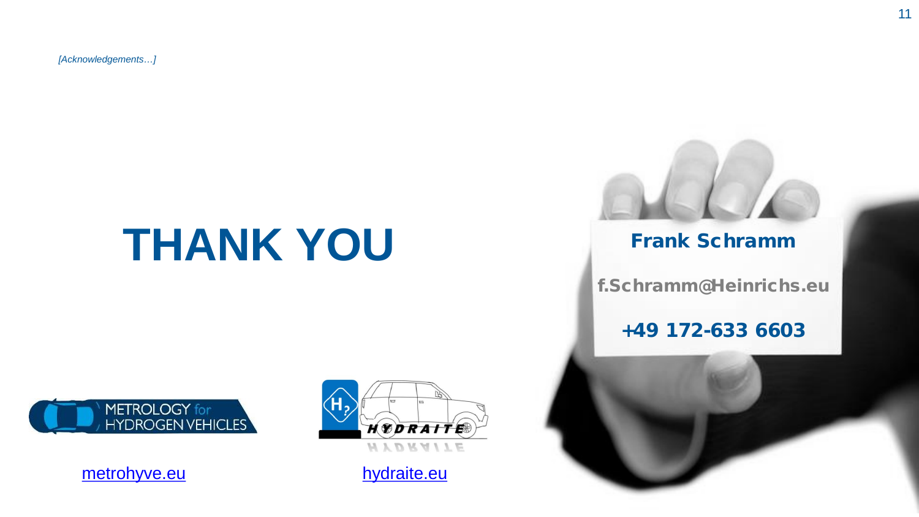*[Acknowledgements…]*

# THANK YOU

**Frank Schramm**

f.Schramm@Heinrichs.eu

+49 172-633 6603

METROLOGY for HYDROGEN VEHICLES

[metrohyve.eu](metrohyve.eu)

HYDRAITE

[hydraite.eu](hydraite.eu)